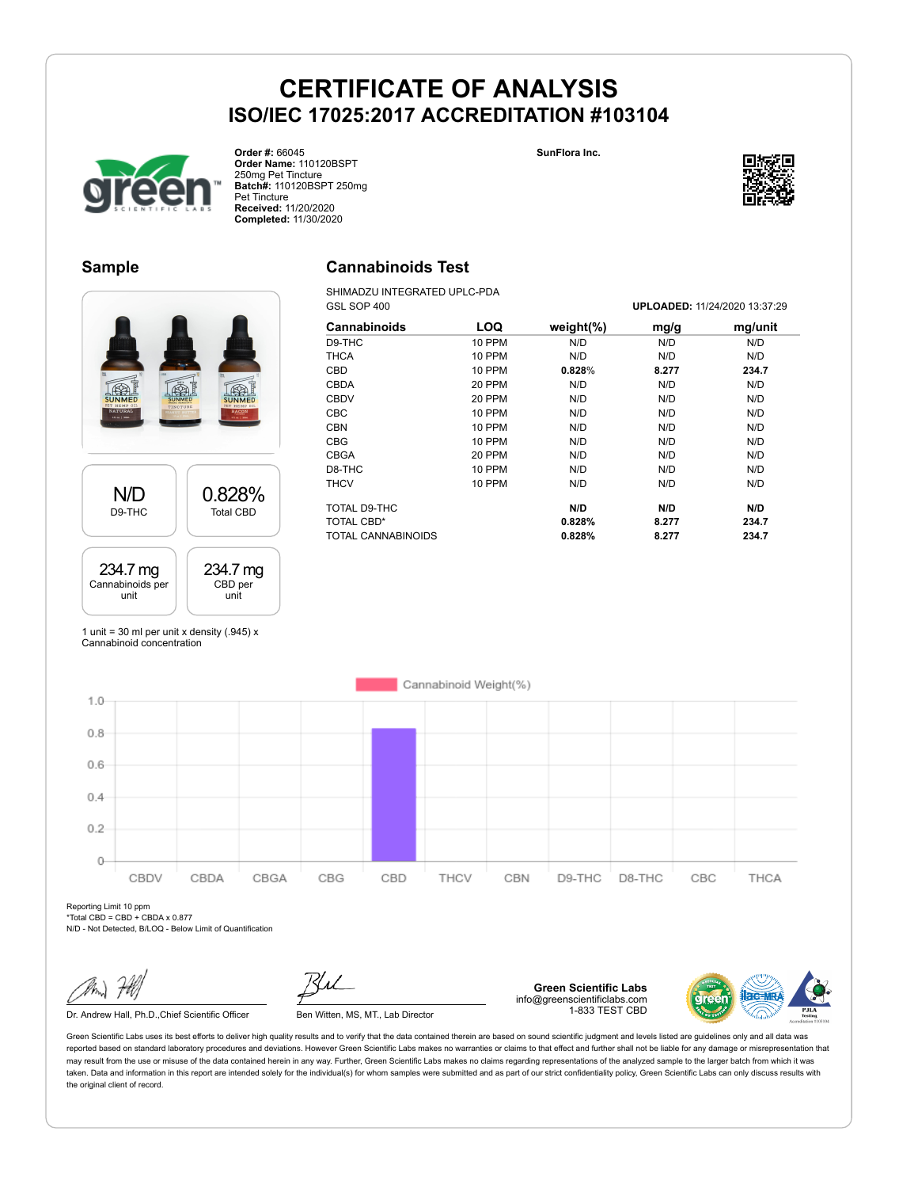# CERTIFICATE OF ANALYSIS
## ISO/IEC 17025:2017 ACCREDITATION #103104

**Order #:** 66045
**Order Name:** 110120BSPT 250mg Pet Tincture
**Batch#:** 110120BSPT 250mg Pet Tincture
**Received:** 11/20/2020
**Completed:** 11/30/2020

**SunFlora Inc.**

## Sample

| N/D | 0.828% |
|---|---|
| D9-THC | Total CBD |

| 234.7 mg | 234.7 mg |
|---|---|
| Cannabinoids per unit | CBD per unit |

1 unit = 30 ml per unit x density (.945) x Cannabinoid concentration

## Cannabinoids Test

SHIMADZU INTEGRATED UPLC-PDA
GSL SOP 400

**UPLOADED:** 11/24/2020 13:37:29

| Cannabinoids | LOQ | weight(%) | mg/g | mg/unit |
|---|---|---|---|---|
| D9-THC | 10 PPM | N/D | N/D | N/D |
| THCA | 10 PPM | N/D | N/D | N/D |
| CBD | 10 PPM | **0.828%** | **8.277** | **234.7** |
| CBDA | 20 PPM | N/D | N/D | N/D |
| CBDV | 20 PPM | N/D | N/D | N/D |
| CBC | 10 PPM | N/D | N/D | N/D |
| CBN | 10 PPM | N/D | N/D | N/D |
| CBG | 10 PPM | N/D | N/D | N/D |
| CBGA | 20 PPM | N/D | N/D | N/D |
| D8-THC | 10 PPM | N/D | N/D | N/D |
| THCV | 10 PPM | N/D | N/D | N/D |
| TOTAL D9-THC | | **N/D** | **N/D** | **N/D** |
| TOTAL CBD* | | **0.828%** | **8.277** | **234.7** |
| TOTAL CANNABINOIDS | | **0.828%** | **8.277** | **234.7** |

Cannabinoid Weight(%)

| Cannabinoid | Weight(%) |
|---|---|
| CBDV | 0 |
| CBDA | 0 |
| CBGA | 0 |
| CBG | 0 |
| CBD | 0.828 |
| THCV | 0 |
| CBN | 0 |
| D9-THC | 0 |
| D8-THC | 0 |
| CBC | 0 |
| THCA | 0 |

Reporting Limit 10 ppm
*Total CBD = CBD + CBDA x 0.877
N/D - Not Detected, B/LOQ - Below Limit of Quantification

Dr. Andrew Hall, Ph.D.,Chief Scientific Officer

Ben Witten, MS, MT., Lab Director

**Green Scientific Labs**
info@greenscientificlabs.com
1-833 TEST CBD

Green Scientific Labs uses its best efforts to deliver high quality results and to verify that the data contained therein are based on sound scientific judgment and levels listed are guidelines only and all data was reported based on standard laboratory procedures and deviations. However Green Scientific Labs makes no warranties or claims to that effect and further shall not be liable for any damage or misrepresentation that may result from the use or misuse of the data contained herein in any way. Further, Green Scientific Labs makes no claims regarding representations of the analyzed sample to the larger batch from which it was taken. Data and information in this report are intended solely for the individual(s) for whom samples were submitted and as part of our strict confidentiality policy, Green Scientific Labs can only discuss results with the original client of record.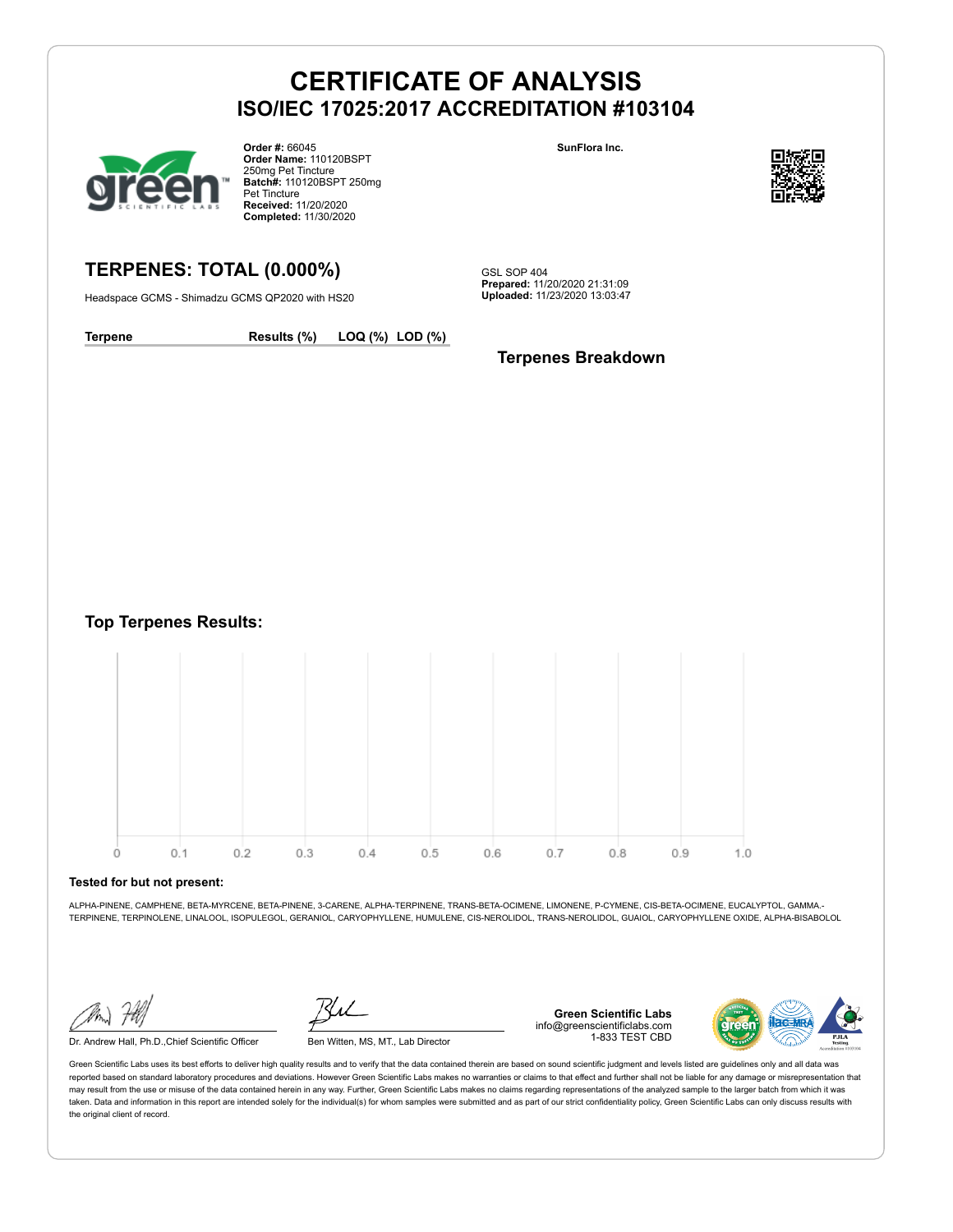# CERTIFICATE OF ANALYSIS
## ISO/IEC 17025:2017 ACCREDITATION #103104

**Order #:** 66045
**Order Name:** 110120BSPT 250mg Pet Tincture
**Batch#:** 110120BSPT 250mg Pet Tincture
**Received:** 11/20/2020
**Completed:** 11/30/2020

**SunFlora Inc.**

## TERPENES: TOTAL (0.000%)

Headspace GCMS - Shimadzu GCMS QP2020 with HS20

GSL SOP 404
**Prepared:** 11/20/2020 21:31:09
**Uploaded:** 11/23/2020 13:03:47

| Terpene | Results (%) | LOQ (%) | LOD (%) |
|---|---|---|---|

### Terpenes Breakdown

### Top Terpenes Results:

0 0.1 0.2 0.3 0.4 0.5 0.6 0.7 0.8 0.9 1.0

**Tested for but not present:**

ALPHA-PINENE, CAMPHENE, BETA-MYRCENE, BETA-PINENE, 3-CARENE, ALPHA-TERPINENE, TRANS-BETA-OCIMENE, LIMONENE, P-CYMENE, CIS-BETA-OCIMENE, EUCALYPTOL, GAMMA.-TERPINENE, TERPINOLENE, LINALOOL, ISOPULEGOL, GERANIOL, CARYOPHYLLENE, HUMULENE, CIS-NEROLIDOL, TRANS-NEROLIDOL, GUAIOL, CARYOPHYLLENE OXIDE, ALPHA-BISABOLOL

Dr. Andrew Hall, Ph.D.,Chief Scientific Officer

Ben Witten, MS, MT., Lab Director

**Green Scientific Labs**
info@greenscientificlabs.com
1-833 TEST CBD

Green Scientific Labs uses its best efforts to deliver high quality results and to verify that the data contained therein are based on sound scientific judgment and levels listed are guidelines only and all data was reported based on standard laboratory procedures and deviations. However Green Scientific Labs makes no warranties or claims to that effect and further shall not be liable for any damage or misrepresentation that may result from the use or misuse of the data contained herein in any way. Further, Green Scientific Labs makes no claims regarding representations of the analyzed sample to the larger batch from which it was taken. Data and information in this report are intended solely for the individual(s) for whom samples were submitted and as part of our strict confidentiality policy, Green Scientific Labs can only discuss results with the original client of record.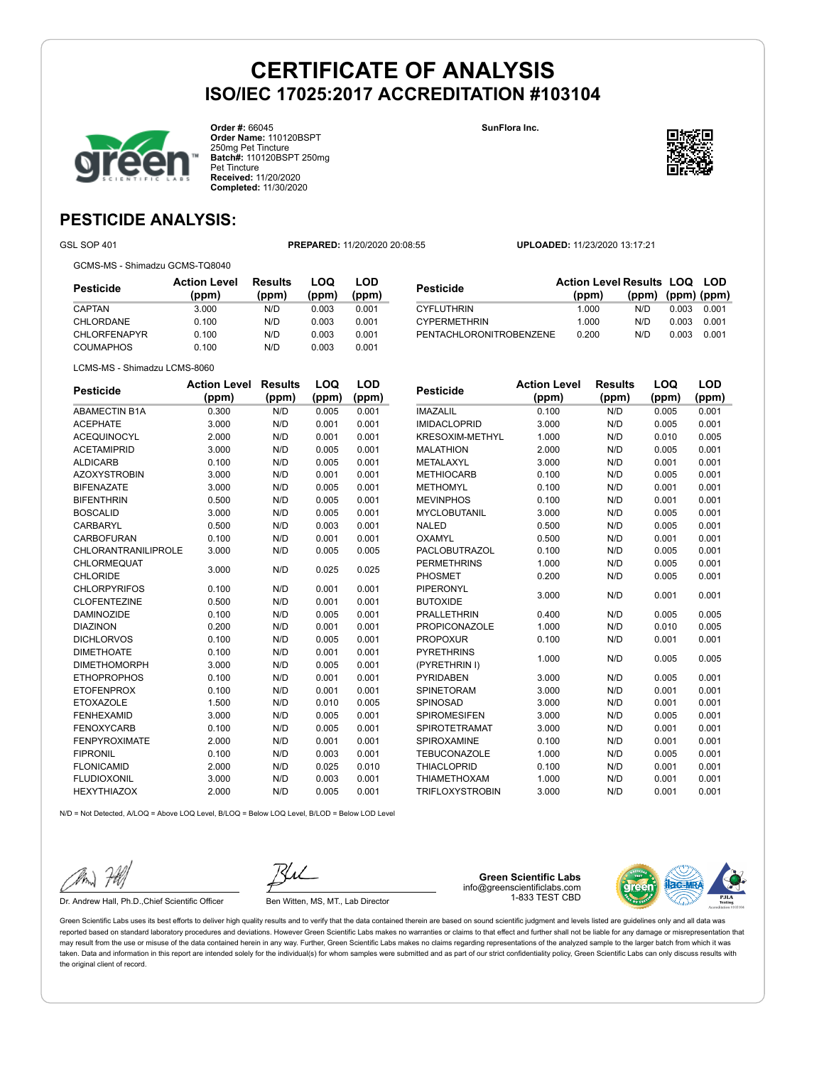# CERTIFICATE OF ANALYSIS

## ISO/IEC 17025:2017 ACCREDITATION #103104

**Order #:** 66045
**Order Name:** 110120BSPT 250mg Pet Tincture
**Batch#:** 110120BSPT 250mg Pet Tincture
**Received:** 11/20/2020
**Completed:** 11/30/2020

**SunFlora Inc.**

## PESTICIDE ANALYSIS:

GSL SOP 401 **PREPARED:** 11/20/2020 20:08:55 **UPLOADED:** 11/23/2020 13:17:21

GCMS-MS - Shimadzu GCMS-TQ8040

| Pesticide | Action Level (ppm) | Results (ppm) | LOQ (ppm) | LOD (ppm) |
|---|---|---|---|---|
| CAPTAN | 3.000 | N/D | 0.003 | 0.001 |
| CHLORDANE | 0.100 | N/D | 0.003 | 0.001 |
| CHLORFENAPYR | 0.100 | N/D | 0.003 | 0.001 |
| COUMAPHOS | 0.100 | N/D | 0.003 | 0.001 |
| CYFLUTHRIN | 1.000 | N/D | 0.003 | 0.001 |
| CYPERMETHRIN | 1.000 | N/D | 0.003 | 0.001 |
| PENTACHLORONITROBENZENE | 0.200 | N/D | 0.003 | 0.001 |

LCMS-MS - Shimadzu LCMS-8060

| Pesticide | Action Level (ppm) | Results (ppm) | LOQ (ppm) | LOD (ppm) |
|---|---|---|---|---|
| ABAMECTIN B1A | 0.300 | N/D | 0.005 | 0.001 |
| ACEPHATE | 3.000 | N/D | 0.001 | 0.001 |
| ACEQUINOCYL | 2.000 | N/D | 0.001 | 0.001 |
| ACETAMIPRID | 3.000 | N/D | 0.005 | 0.001 |
| ALDICARB | 0.100 | N/D | 0.005 | 0.001 |
| AZOXYSTROBIN | 3.000 | N/D | 0.001 | 0.001 |
| BIFENAZATE | 3.000 | N/D | 0.005 | 0.001 |
| BIFENTHRIN | 0.500 | N/D | 0.005 | 0.001 |
| BOSCALID | 3.000 | N/D | 0.005 | 0.001 |
| CARBARYL | 0.500 | N/D | 0.003 | 0.001 |
| CARBOFURAN | 0.100 | N/D | 0.001 | 0.001 |
| CHLORANTRANILIPROLE | 3.000 | N/D | 0.005 | 0.005 |
| CHLORMEQUAT CHLORIDE | 3.000 | N/D | 0.025 | 0.025 |
| CHLORPYRIFOS | 0.100 | N/D | 0.001 | 0.001 |
| CLOFENTEZINE | 0.500 | N/D | 0.001 | 0.001 |
| DAMINOZIDE | 0.100 | N/D | 0.005 | 0.001 |
| DIAZINON | 0.200 | N/D | 0.001 | 0.001 |
| DICHLORVOS | 0.100 | N/D | 0.005 | 0.001 |
| DIMETHOATE | 0.100 | N/D | 0.001 | 0.001 |
| DIMETHOMORPH | 3.000 | N/D | 0.005 | 0.001 |
| ETHOPROPHOS | 0.100 | N/D | 0.001 | 0.001 |
| ETOFENPROX | 0.100 | N/D | 0.001 | 0.001 |
| ETOXAZOLE | 1.500 | N/D | 0.010 | 0.005 |
| FENHEXAMID | 3.000 | N/D | 0.005 | 0.001 |
| FENOXYCARB | 0.100 | N/D | 0.005 | 0.001 |
| FENPYROXIMATE | 2.000 | N/D | 0.001 | 0.001 |
| FIPRONIL | 0.100 | N/D | 0.003 | 0.001 |
| FLONICAMID | 2.000 | N/D | 0.025 | 0.010 |
| FLUDIOXONIL | 3.000 | N/D | 0.003 | 0.001 |
| HEXYTHIAZOX | 2.000 | N/D | 0.005 | 0.001 |
| IMAZALIL | 0.100 | N/D | 0.005 | 0.001 |
| IMIDACLOPRID | 3.000 | N/D | 0.005 | 0.001 |
| KRESOXIM-METHYL | 1.000 | N/D | 0.010 | 0.005 |
| MALATHION | 2.000 | N/D | 0.005 | 0.001 |
| METALAXYL | 3.000 | N/D | 0.001 | 0.001 |
| METHIOCARB | 0.100 | N/D | 0.005 | 0.001 |
| METHOMYL | 0.100 | N/D | 0.001 | 0.001 |
| MEVINPHOS | 0.100 | N/D | 0.001 | 0.001 |
| MYCLOBUTANIL | 3.000 | N/D | 0.005 | 0.001 |
| NALED | 0.500 | N/D | 0.005 | 0.001 |
| OXAMYL | 0.500 | N/D | 0.001 | 0.001 |
| PACLOBUTRAZOL | 0.100 | N/D | 0.005 | 0.001 |
| PERMETHRINS | 1.000 | N/D | 0.005 | 0.001 |
| PHOSMET | 0.200 | N/D | 0.005 | 0.001 |
| PIPERONYL BUTOXIDE | 3.000 | N/D | 0.001 | 0.001 |
| PRALLETHRIN | 0.400 | N/D | 0.005 | 0.005 |
| PROPICONAZOLE | 1.000 | N/D | 0.010 | 0.005 |
| PROPOXUR | 0.100 | N/D | 0.001 | 0.001 |
| PYRETHRINS (PYRETHRIN I) | 1.000 | N/D | 0.005 | 0.005 |
| PYRIDABEN | 3.000 | N/D | 0.005 | 0.001 |
| SPINETORAM | 3.000 | N/D | 0.001 | 0.001 |
| SPINOSAD | 3.000 | N/D | 0.001 | 0.001 |
| SPIROMESIFEN | 3.000 | N/D | 0.005 | 0.001 |
| SPIROTETRAMAT | 3.000 | N/D | 0.001 | 0.001 |
| SPIROXAMINE | 0.100 | N/D | 0.001 | 0.001 |
| TEBUCONAZOLE | 1.000 | N/D | 0.005 | 0.001 |
| THIACLOPRID | 0.100 | N/D | 0.001 | 0.001 |
| THIAMETHOXAM | 1.000 | N/D | 0.001 | 0.001 |
| TRIFLOXYSTROBIN | 3.000 | N/D | 0.001 | 0.001 |

N/D = Not Detected, A/LOQ = Above LOQ Level, B/LOQ = Below LOQ Level, B/LOD = Below LOD Level

Dr. Andrew Hall, Ph.D.,Chief Scientific Officer

Ben Witten, MS, MT., Lab Director

**Green Scientific Labs**
info@greenscientificlabs.com
1-833 TEST CBD

Green Scientific Labs uses its best efforts to deliver high quality results and to verify that the data contained therein are based on sound scientific judgment and levels listed are guidelines only and all data was reported based on standard laboratory procedures and deviations. However Green Scientific Labs makes no warranties or claims to that effect and further shall not be liable for any damage or misrepresentation that may result from the use or misuse of the data contained herein in any way. Further, Green Scientific Labs makes no claims regarding representations of the analyzed sample to the larger batch from which it was taken. Data and information in this report are intended solely for the individual(s) for whom samples were submitted and as part of our strict confidentiality policy, Green Scientific Labs can only discuss results with the original client of record.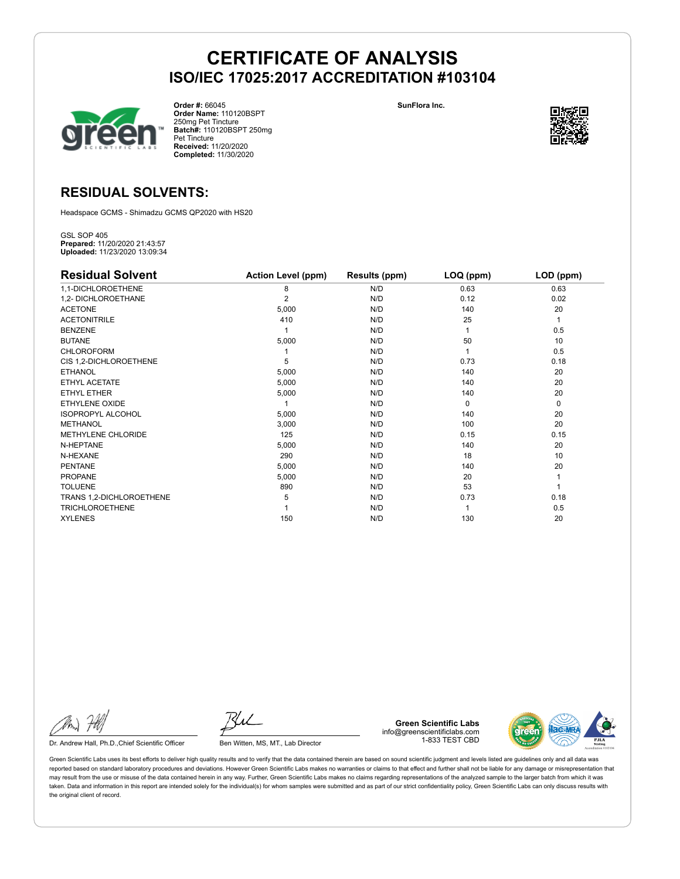# CERTIFICATE OF ANALYSIS
## ISO/IEC 17025:2017 ACCREDITATION #103104

**Order #:** 66045
**Order Name:** 110120BSPT 250mg Pet Tincture
**Batch#:** 110120BSPT 250mg Pet Tincture
**Received:** 11/20/2020
**Completed:** 11/30/2020

**SunFlora Inc.**

## RESIDUAL SOLVENTS:

Headspace GCMS - Shimadzu GCMS QP2020 with HS20

GSL SOP 405
**Prepared:** 11/20/2020 21:43:57
**Uploaded:** 11/23/2020 13:09:34

| Residual Solvent | Action Level (ppm) | Results (ppm) | LOQ (ppm) | LOD (ppm) |
|---|---|---|---|---|
| 1,1-DICHLOROETHENE | 8 | N/D | 0.63 | 0.63 |
| 1,2- DICHLOROETHANE | 2 | N/D | 0.12 | 0.02 |
| ACETONE | 5,000 | N/D | 140 | 20 |
| ACETONITRILE | 410 | N/D | 25 | 1 |
| BENZENE | 1 | N/D | 1 | 0.5 |
| BUTANE | 5,000 | N/D | 50 | 10 |
| CHLOROFORM | 1 | N/D | 1 | 0.5 |
| CIS 1,2-DICHLOROETHENE | 5 | N/D | 0.73 | 0.18 |
| ETHANOL | 5,000 | N/D | 140 | 20 |
| ETHYL ACETATE | 5,000 | N/D | 140 | 20 |
| ETHYL ETHER | 5,000 | N/D | 140 | 20 |
| ETHYLENE OXIDE | 1 | N/D | 0 | 0 |
| ISOPROPYL ALCOHOL | 5,000 | N/D | 140 | 20 |
| METHANOL | 3,000 | N/D | 100 | 20 |
| METHYLENE CHLORIDE | 125 | N/D | 0.15 | 0.15 |
| N-HEPTANE | 5,000 | N/D | 140 | 20 |
| N-HEXANE | 290 | N/D | 18 | 10 |
| PENTANE | 5,000 | N/D | 140 | 20 |
| PROPANE | 5,000 | N/D | 20 | 1 |
| TOLUENE | 890 | N/D | 53 | 1 |
| TRANS 1,2-DICHLOROETHENE | 5 | N/D | 0.73 | 0.18 |
| TRICHLOROETHENE | 1 | N/D | 1 | 0.5 |
| XYLENES | 150 | N/D | 130 | 20 |

Dr. Andrew Hall, Ph.D.,Chief Scientific Officer

Ben Witten, MS, MT., Lab Director

**Green Scientific Labs**
info@greenscientificlabs.com
1-833 TEST CBD

Green Scientific Labs uses its best efforts to deliver high quality results and to verify that the data contained therein are based on sound scientific judgment and levels listed are guidelines only and all data was reported based on standard laboratory procedures and deviations. However Green Scientific Labs makes no warranties or claims to that effect and further shall not be liable for any damage or misrepresentation that may result from the use or misuse of the data contained herein in any way. Further, Green Scientific Labs makes no claims regarding representations of the analyzed sample to the larger batch from which it was taken. Data and information in this report are intended solely for the individual(s) for whom samples were submitted and as part of our strict confidentiality policy, Green Scientific Labs can only discuss results with the original client of record.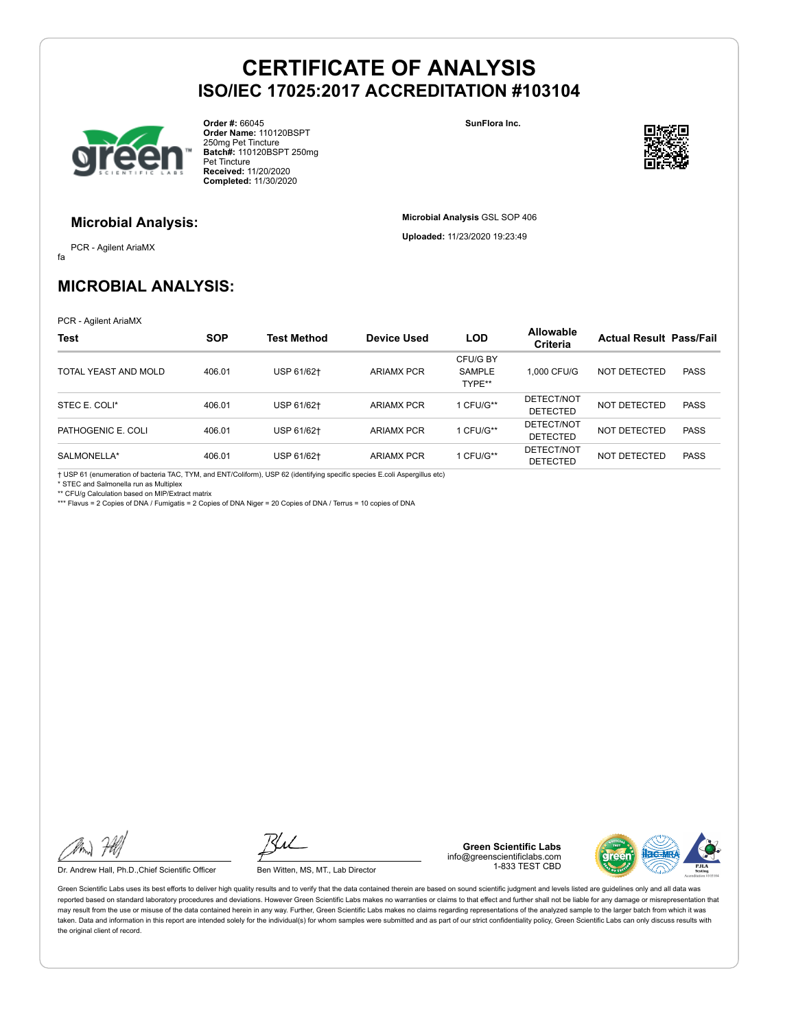# CERTIFICATE OF ANALYSIS

## ISO/IEC 17025:2017 ACCREDITATION #103104

**Order #:** 66045
**Order Name:** 110120BSPT 250mg Pet Tincture
**Batch#:** 110120BSPT 250mg Pet Tincture
**Received:** 11/20/2020
**Completed:** 11/30/2020

**SunFlora Inc.**

### Microbial Analysis:

PCR - Agilent AriaMX

fa

**Microbial Analysis** GSL SOP 406

**Uploaded:** 11/23/2020 19:23:49

## MICROBIAL ANALYSIS:

PCR - Agilent AriaMX

| Test | SOP | Test Method | Device Used | LOD | Allowable Criteria | Actual Result | Pass/Fail |
|---|---|---|---|---|---|---|---|
| TOTAL YEAST AND MOLD | 406.01 | USP 61/62† | ARIAMX PCR | CFU/G BY SAMPLE TYPE** | 1,000 CFU/G | NOT DETECTED | PASS |
| STEC E. COLI* | 406.01 | USP 61/62† | ARIAMX PCR | 1 CFU/G** | DETECT/NOT DETECTED | NOT DETECTED | PASS |
| PATHOGENIC E. COLI | 406.01 | USP 61/62† | ARIAMX PCR | 1 CFU/G** | DETECT/NOT DETECTED | NOT DETECTED | PASS |
| SALMONELLA* | 406.01 | USP 61/62† | ARIAMX PCR | 1 CFU/G** | DETECT/NOT DETECTED | NOT DETECTED | PASS |

† USP 61 (enumeration of bacteria TAC, TYM, and ENT/Coliform), USP 62 (identifying specific species E.coli Aspergillus etc)
* STEC and Salmonella run as Multiplex
** CFU/g Calculation based on MIP/Extract matrix
*** Flavus = 2 Copies of DNA / Fumigatis = 2 Copies of DNA Niger = 20 Copies of DNA / Terrus = 10 copies of DNA

Dr. Andrew Hall, Ph.D.,Chief Scientific Officer

Ben Witten, MS, MT., Lab Director

**Green Scientific Labs**
info@greenscientificlabs.com
1-833 TEST CBD

Green Scientific Labs uses its best efforts to deliver high quality results and to verify that the data contained therein are based on sound scientific judgment and levels listed are guidelines only and all data was reported based on standard laboratory procedures and deviations. However Green Scientific Labs makes no warranties or claims to that effect and further shall not be liable for any damage or misrepresentation that may result from the use or misuse of the data contained herein in any way. Further, Green Scientific Labs makes no claims regarding representations of the analyzed sample to the larger batch from which it was taken. Data and information in this report are intended solely for the individual(s) for whom samples were submitted and as part of our strict confidentiality policy, Green Scientific Labs can only discuss results with the original client of record.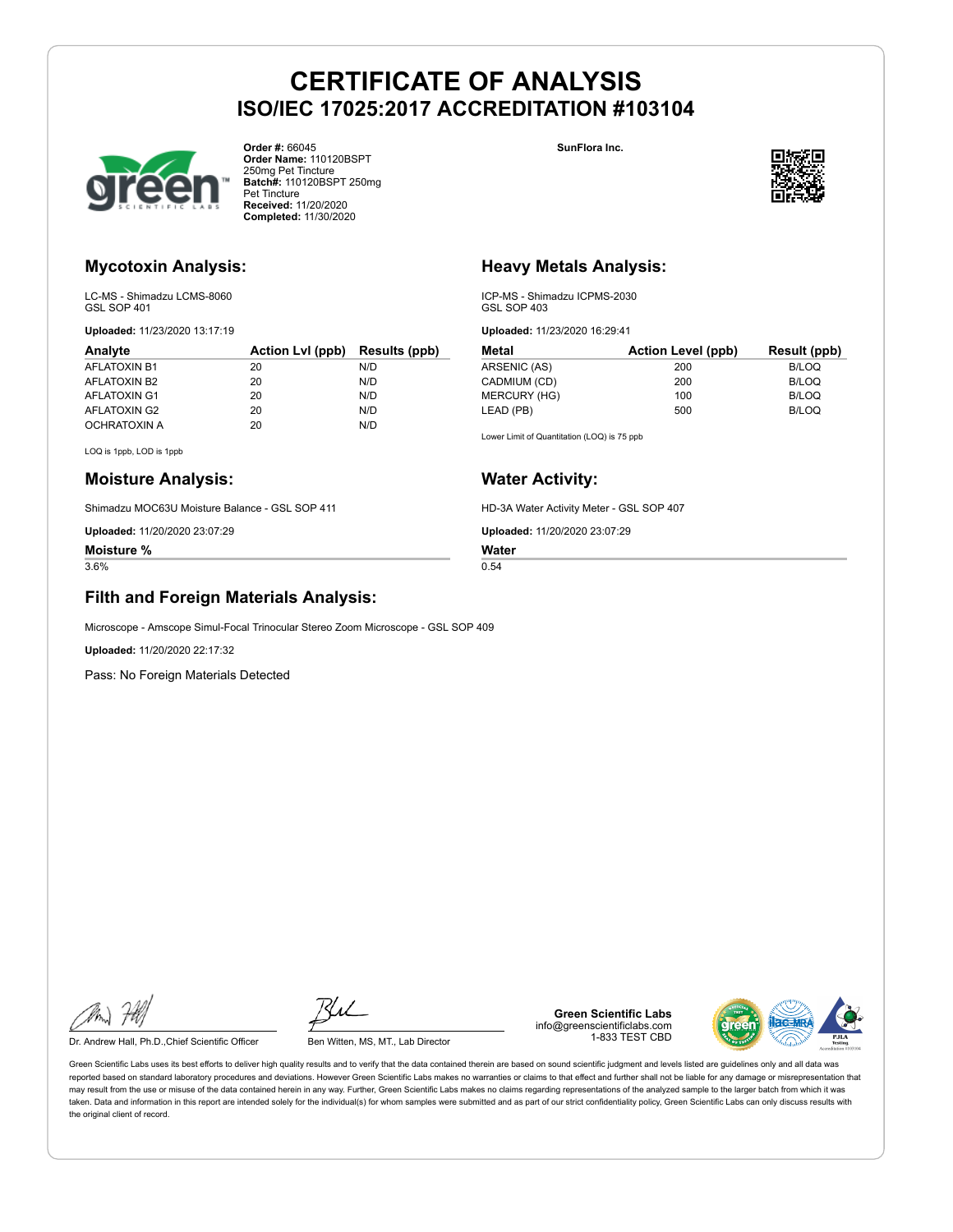# CERTIFICATE OF ANALYSIS

## ISO/IEC 17025:2017 ACCREDITATION #103104

**Order #:** 66045
**Order Name:** 110120BSPT 250mg Pet Tincture
**Batch#:** 110120BSPT 250mg Pet Tincture
**Received:** 11/20/2020
**Completed:** 11/30/2020

SunFlora Inc.

## Mycotoxin Analysis:

LC-MS - Shimadzu LCMS-8060
GSL SOP 401

**Uploaded:** 11/23/2020 13:17:19

| Analyte | Action Lvl (ppb) | Results (ppb) |
| --- | --- | --- |
| AFLATOXIN B1 | 20 | N/D |
| AFLATOXIN B2 | 20 | N/D |
| AFLATOXIN G1 | 20 | N/D |
| AFLATOXIN G2 | 20 | N/D |
| OCHRATOXIN A | 20 | N/D |

LOQ is 1ppb, LOD is 1ppb

## Heavy Metals Analysis:

ICP-MS - Shimadzu ICPMS-2030
GSL SOP 403

**Uploaded:** 11/23/2020 16:29:41

| Metal | Action Level (ppb) | Result (ppb) |
| --- | --- | --- |
| ARSENIC (AS) | 200 | B/LOQ |
| CADMIUM (CD) | 200 | B/LOQ |
| MERCURY (HG) | 100 | B/LOQ |
| LEAD (PB) | 500 | B/LOQ |

Lower Limit of Quantitation (LOQ) is 75 ppb

## Moisture Analysis:

Shimadzu MOC63U Moisture Balance - GSL SOP 411

**Uploaded:** 11/20/2020 23:07:29

| Moisture % |
| --- |
| 3.6% |

## Water Activity:

HD-3A Water Activity Meter - GSL SOP 407

**Uploaded:** 11/20/2020 23:07:29

| Water |
| --- |
| 0.54 |

## Filth and Foreign Materials Analysis:

Microscope - Amscope Simul-Focal Trinocular Stereo Zoom Microscope - GSL SOP 409

**Uploaded:** 11/20/2020 22:17:32

Pass: No Foreign Materials Detected

Dr. Andrew Hall, Ph.D.,Chief Scientific Officer

Ben Witten, MS, MT., Lab Director

**Green Scientific Labs**
info@greenscientificlabs.com
1-833 TEST CBD

Green Scientific Labs uses its best efforts to deliver high quality results and to verify that the data contained therein are based on sound scientific judgment and levels listed are guidelines only and all data was reported based on standard laboratory procedures and deviations. However Green Scientific Labs makes no warranties or claims to that effect and further shall not be liable for any damage or misrepresentation that may result from the use or misuse of the data contained herein in any way. Further, Green Scientific Labs makes no claims regarding representations of the analyzed sample to the larger batch from which it was taken. Data and information in this report are intended solely for the individual(s) for whom samples were submitted and as part of our strict confidentiality policy, Green Scientific Labs can only discuss results with the original client of record.